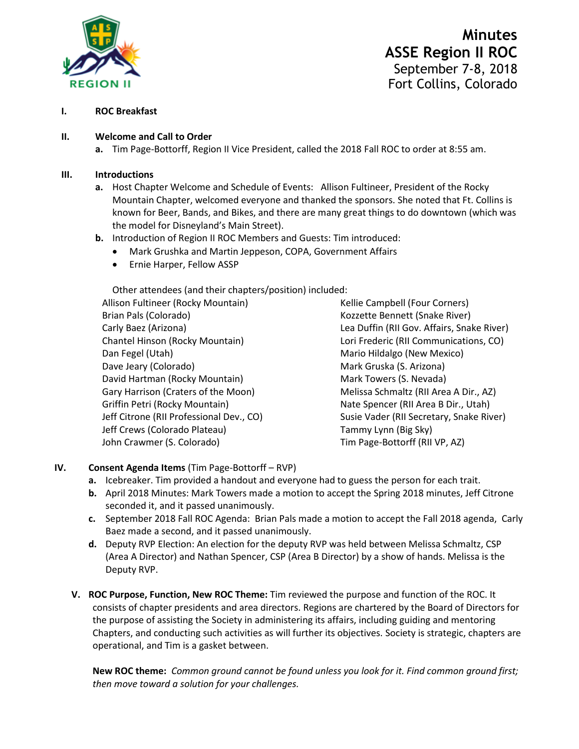# Minutes
# ASSE Region II ROC
September 7-8, 2018
Fort Collins, Colorado

**I. ROC Breakfast**

**II. Welcome and Call to Order**

a. Tim Page-Bottorff, Region II Vice President, called the 2018 Fall ROC to order at 8:55 am.

**III. Introductions**

a. Host Chapter Welcome and Schedule of Events: Allison Fultineer, President of the Rocky Mountain Chapter, welcomed everyone and thanked the sponsors. She noted that Ft. Collins is known for Beer, Bands, and Bikes, and there are many great things to do downtown (which was the model for Disneyland's Main Street).

b. Introduction of Region II ROC Members and Guests: Tim introduced:
- Mark Grushka and Martin Jeppeson, COPA, Government Affairs
- Ernie Harper, Fellow ASSP

Other attendees (and their chapters/position) included:

Allison Fultineer (Rocky Mountain)
Brian Pals (Colorado)
Carly Baez (Arizona)
Chantel Hinson (Rocky Mountain)
Dan Fegel (Utah)
Dave Jeary (Colorado)
David Hartman (Rocky Mountain)
Gary Harrison (Craters of the Moon)
Griffin Petri (Rocky Mountain)
Jeff Citrone (RII Professional Dev., CO)
Jeff Crews (Colorado Plateau)
John Crawmer (S. Colorado)
Kellie Campbell (Four Corners)
Kozzette Bennett (Snake River)
Lea Duffin (RII Gov. Affairs, Snake River)
Lori Frederic (RII Communications, CO)
Mario Hildalgo (New Mexico)
Mark Gruska (S. Arizona)
Mark Towers (S. Nevada)
Melissa Schmaltz (RII Area A Dir., AZ)
Nate Spencer (RII Area B Dir., Utah)
Susie Vader (RII Secretary, Snake River)
Tammy Lynn (Big Sky)
Tim Page-Bottorff (RII VP, AZ)

**IV. Consent Agenda Items** (Tim Page-Bottorff – RVP)

a. Icebreaker. Tim provided a handout and everyone had to guess the person for each trait.

b. April 2018 Minutes: Mark Towers made a motion to accept the Spring 2018 minutes, Jeff Citrone seconded it, and it passed unanimously.

c. September 2018 Fall ROC Agenda: Brian Pals made a motion to accept the Fall 2018 agenda, Carly Baez made a second, and it passed unanimously.

d. Deputy RVP Election: An election for the deputy RVP was held between Melissa Schmaltz, CSP (Area A Director) and Nathan Spencer, CSP (Area B Director) by a show of hands. Melissa is the Deputy RVP.

**V. ROC Purpose, Function, New ROC Theme:** Tim reviewed the purpose and function of the ROC. It consists of chapter presidents and area directors. Regions are chartered by the Board of Directors for the purpose of assisting the Society in administering its affairs, including guiding and mentoring Chapters, and conducting such activities as will further its objectives. Society is strategic, chapters are operational, and Tim is a gasket between.

**New ROC theme:** *Common ground cannot be found unless you look for it. Find common ground first; then move toward a solution for your challenges.*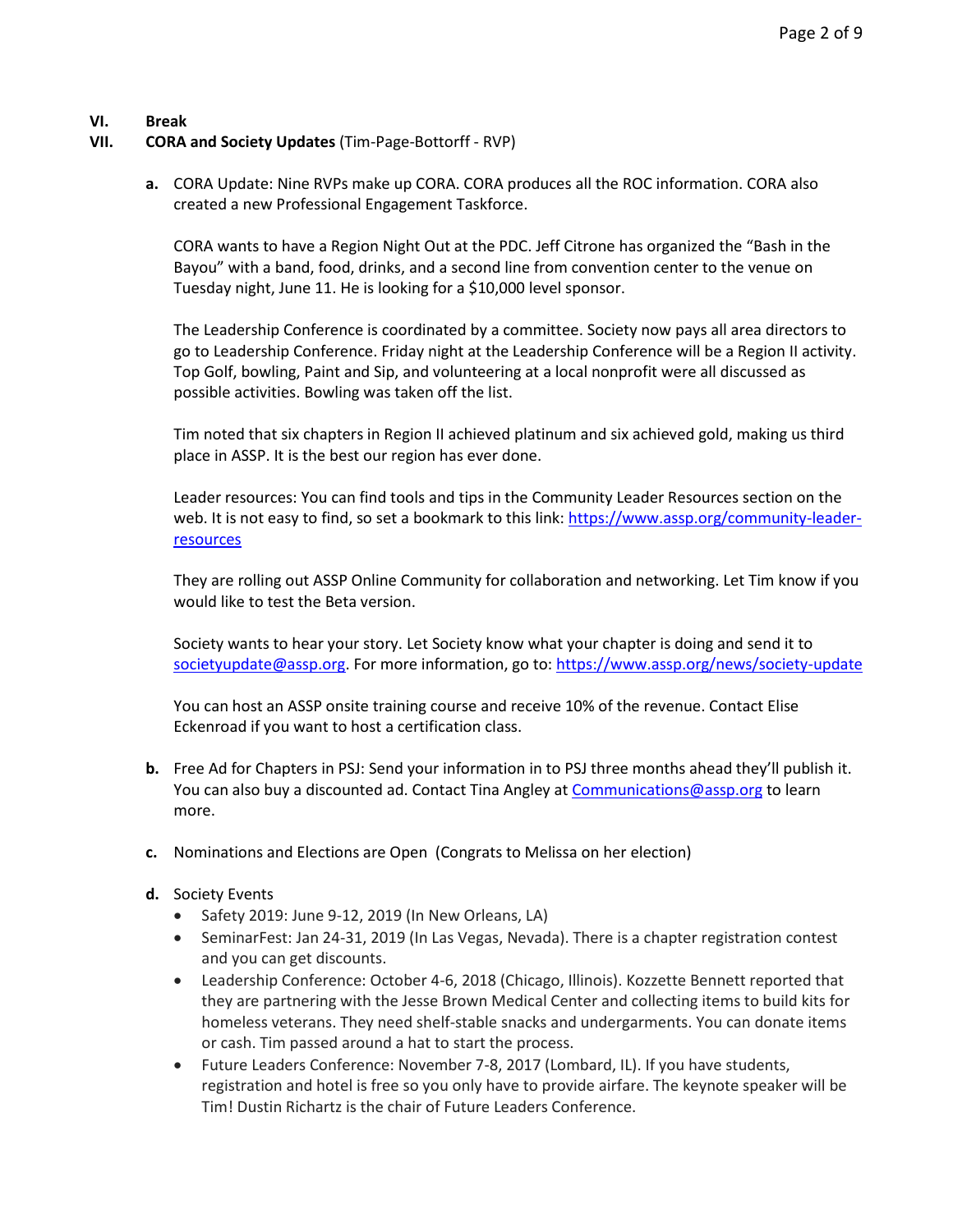**VI. Break**

**VII. CORA and Society Updates** (Tim-Page-Bottorff - RVP)

**a.** CORA Update: Nine RVPs make up CORA. CORA produces all the ROC information. CORA also created a new Professional Engagement Taskforce.

CORA wants to have a Region Night Out at the PDC. Jeff Citrone has organized the "Bash in the Bayou" with a band, food, drinks, and a second line from convention center to the venue on Tuesday night, June 11. He is looking for a $10,000 level sponsor.

The Leadership Conference is coordinated by a committee. Society now pays all area directors to go to Leadership Conference. Friday night at the Leadership Conference will be a Region II activity. Top Golf, bowling, Paint and Sip, and volunteering at a local nonprofit were all discussed as possible activities. Bowling was taken off the list.

Tim noted that six chapters in Region II achieved platinum and six achieved gold, making us third place in ASSP. It is the best our region has ever done.

Leader resources: You can find tools and tips in the Community Leader Resources section on the web. It is not easy to find, so set a bookmark to this link: https://www.assp.org/community-leader-resources

They are rolling out ASSP Online Community for collaboration and networking. Let Tim know if you would like to test the Beta version.

Society wants to hear your story. Let Society know what your chapter is doing and send it to societyupdate@assp.org. For more information, go to: https://www.assp.org/news/society-update

You can host an ASSP onsite training course and receive 10% of the revenue. Contact Elise Eckenroad if you want to host a certification class.

**b.** Free Ad for Chapters in PSJ: Send your information in to PSJ three months ahead they'll publish it. You can also buy a discounted ad. Contact Tina Angley at Communications@assp.org to learn more.

**c.** Nominations and Elections are Open (Congrats to Melissa on her election)

**d.** Society Events

- Safety 2019: June 9-12, 2019 (In New Orleans, LA)
- SeminarFest: Jan 24-31, 2019 (In Las Vegas, Nevada). There is a chapter registration contest and you can get discounts.
- Leadership Conference: October 4-6, 2018 (Chicago, Illinois). Kozzette Bennett reported that they are partnering with the Jesse Brown Medical Center and collecting items to build kits for homeless veterans. They need shelf-stable snacks and undergarments. You can donate items or cash. Tim passed around a hat to start the process.
- Future Leaders Conference: November 7-8, 2017 (Lombard, IL). If you have students, registration and hotel is free so you only have to provide airfare. The keynote speaker will be Tim! Dustin Richartz is the chair of Future Leaders Conference.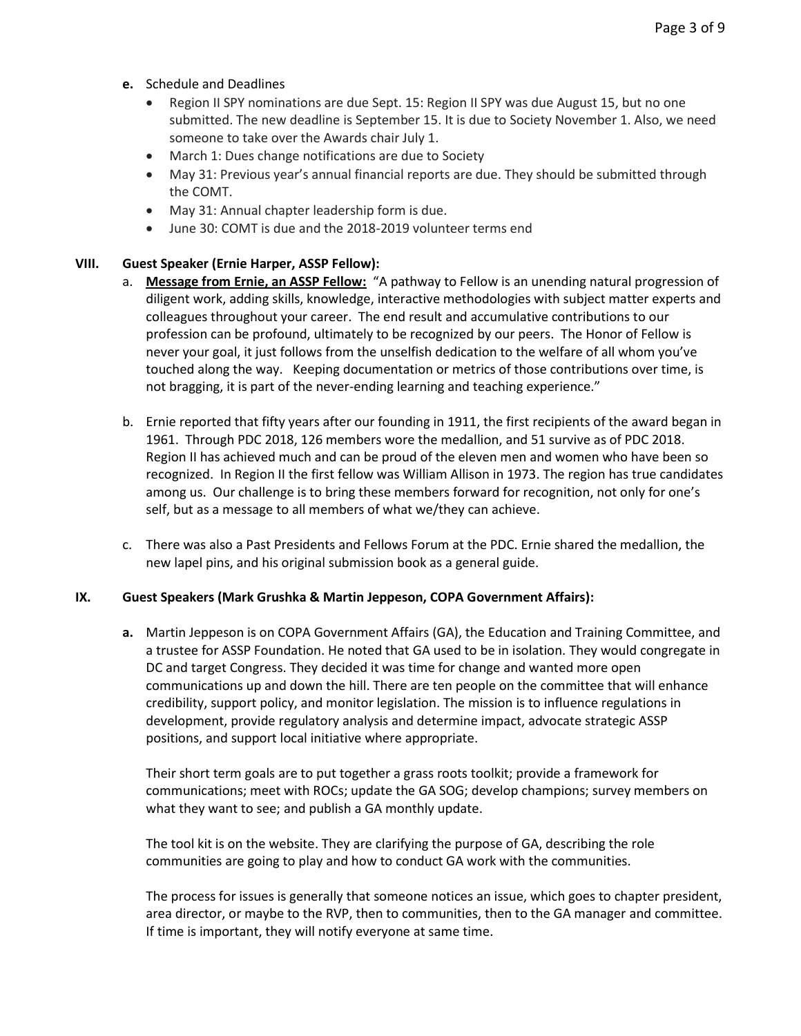**e.** Schedule and Deadlines

- Region II SPY nominations are due Sept. 15: Region II SPY was due August 15, but no one submitted. The new deadline is September 15. It is due to Society November 1. Also, we need someone to take over the Awards chair July 1.
- March 1: Dues change notifications are due to Society
- May 31: Previous year's annual financial reports are due. They should be submitted through the COMT.
- May 31: Annual chapter leadership form is due.
- June 30: COMT is due and the 2018-2019 volunteer terms end

## VIII. Guest Speaker (Ernie Harper, ASSP Fellow):

a. **Message from Ernie, an ASSP Fellow:** "A pathway to Fellow is an unending natural progression of diligent work, adding skills, knowledge, interactive methodologies with subject matter experts and colleagues throughout your career. The end result and accumulative contributions to our profession can be profound, ultimately to be recognized by our peers. The Honor of Fellow is never your goal, it just follows from the unselfish dedication to the welfare of all whom you've touched along the way. Keeping documentation or metrics of those contributions over time, is not bragging, it is part of the never-ending learning and teaching experience."

b. Ernie reported that fifty years after our founding in 1911, the first recipients of the award began in 1961. Through PDC 2018, 126 members wore the medallion, and 51 survive as of PDC 2018. Region II has achieved much and can be proud of the eleven men and women who have been so recognized. In Region II the first fellow was William Allison in 1973. The region has true candidates among us. Our challenge is to bring these members forward for recognition, not only for one's self, but as a message to all members of what we/they can achieve.

c. There was also a Past Presidents and Fellows Forum at the PDC. Ernie shared the medallion, the new lapel pins, and his original submission book as a general guide.

## IX. Guest Speakers (Mark Grushka & Martin Jeppeson, COPA Government Affairs):

**a.** Martin Jeppeson is on COPA Government Affairs (GA), the Education and Training Committee, and a trustee for ASSP Foundation. He noted that GA used to be in isolation. They would congregate in DC and target Congress. They decided it was time for change and wanted more open communications up and down the hill. There are ten people on the committee that will enhance credibility, support policy, and monitor legislation. The mission is to influence regulations in development, provide regulatory analysis and determine impact, advocate strategic ASSP positions, and support local initiative where appropriate.

Their short term goals are to put together a grass roots toolkit; provide a framework for communications; meet with ROCs; update the GA SOG; develop champions; survey members on what they want to see; and publish a GA monthly update.

The tool kit is on the website. They are clarifying the purpose of GA, describing the role communities are going to play and how to conduct GA work with the communities.

The process for issues is generally that someone notices an issue, which goes to chapter president, area director, or maybe to the RVP, then to communities, then to the GA manager and committee. If time is important, they will notify everyone at same time.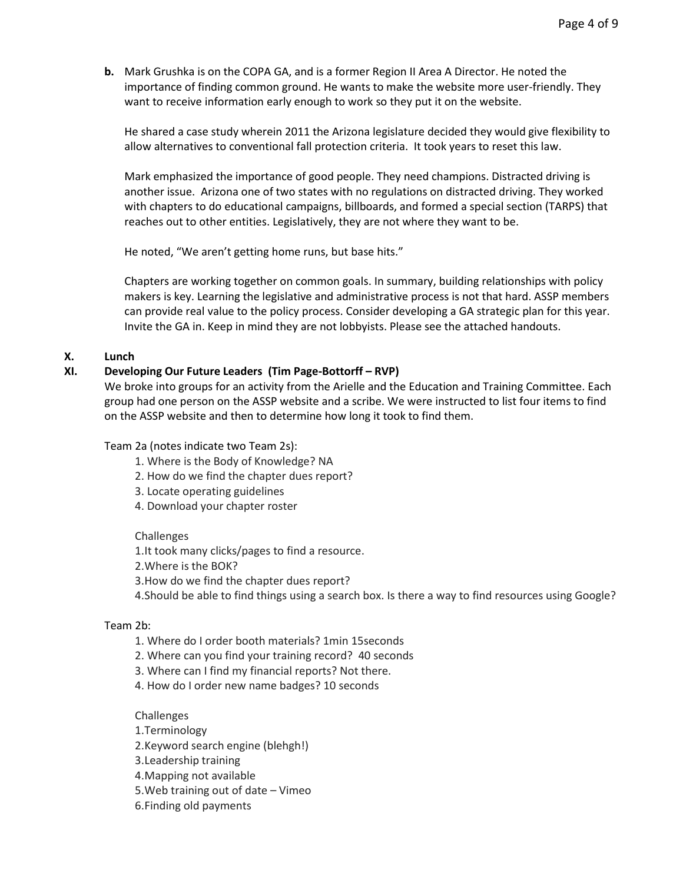**b.** Mark Grushka is on the COPA GA, and is a former Region II Area A Director. He noted the importance of finding common ground. He wants to make the website more user-friendly. They want to receive information early enough to work so they put it on the website.

He shared a case study wherein 2011 the Arizona legislature decided they would give flexibility to allow alternatives to conventional fall protection criteria. It took years to reset this law.

Mark emphasized the importance of good people. They need champions. Distracted driving is another issue. Arizona one of two states with no regulations on distracted driving. They worked with chapters to do educational campaigns, billboards, and formed a special section (TARPS) that reaches out to other entities. Legislatively, they are not where they want to be.

He noted, "We aren't getting home runs, but base hits."

Chapters are working together on common goals. In summary, building relationships with policy makers is key. Learning the legislative and administrative process is not that hard. ASSP members can provide real value to the policy process. Consider developing a GA strategic plan for this year. Invite the GA in. Keep in mind they are not lobbyists. Please see the attached handouts.

## X. Lunch

## XI. Developing Our Future Leaders (Tim Page-Bottorff – RVP)

We broke into groups for an activity from the Arielle and the Education and Training Committee. Each group had one person on the ASSP website and a scribe. We were instructed to list four items to find on the ASSP website and then to determine how long it took to find them.

Team 2a (notes indicate two Team 2s):

1. Where is the Body of Knowledge? NA
2. How do we find the chapter dues report?
3. Locate operating guidelines
4. Download your chapter roster

Challenges

1. It took many clicks/pages to find a resource.
2. Where is the BOK?
3. How do we find the chapter dues report?
4. Should be able to find things using a search box. Is there a way to find resources using Google?

Team 2b:

1. Where do I order booth materials? 1min 15seconds
2. Where can you find your training record? 40 seconds
3. Where can I find my financial reports? Not there.
4. How do I order new name badges? 10 seconds

Challenges

1. Terminology
2. Keyword search engine (blehgh!)
3. Leadership training
4. Mapping not available
5. Web training out of date – Vimeo
6. Finding old payments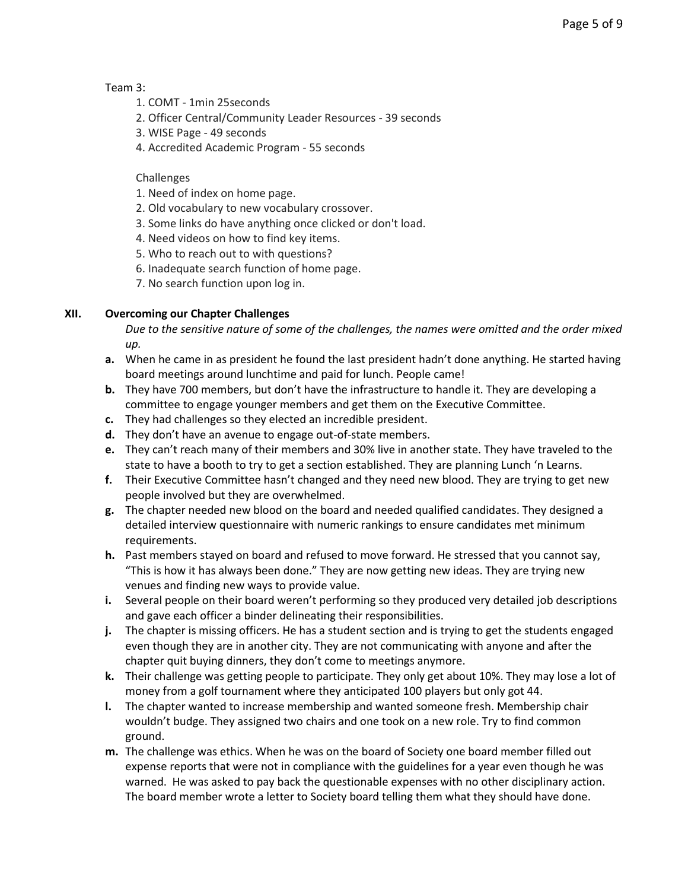Team 3:

1. COMT - 1min 25seconds
2. Officer Central/Community Leader Resources - 39 seconds
3. WISE Page - 49 seconds
4. Accredited Academic Program - 55 seconds

Challenges

1. Need of index on home page.
2. Old vocabulary to new vocabulary crossover.
3. Some links do have anything once clicked or don't load.
4. Need videos on how to find key items.
5. Who to reach out to with questions?
6. Inadequate search function of home page.
7. No search function upon log in.

## XII. Overcoming our Chapter Challenges

*Due to the sensitive nature of some of the challenges, the names were omitted and the order mixed up.*

**a.** When he came in as president he found the last president hadn't done anything. He started having board meetings around lunchtime and paid for lunch. People came!

**b.** They have 700 members, but don't have the infrastructure to handle it. They are developing a committee to engage younger members and get them on the Executive Committee.

**c.** They had challenges so they elected an incredible president.

**d.** They don't have an avenue to engage out-of-state members.

**e.** They can't reach many of their members and 30% live in another state. They have traveled to the state to have a booth to try to get a section established. They are planning Lunch 'n Learns.

**f.** Their Executive Committee hasn't changed and they need new blood. They are trying to get new people involved but they are overwhelmed.

**g.** The chapter needed new blood on the board and needed qualified candidates. They designed a detailed interview questionnaire with numeric rankings to ensure candidates met minimum requirements.

**h.** Past members stayed on board and refused to move forward. He stressed that you cannot say, "This is how it has always been done." They are now getting new ideas. They are trying new venues and finding new ways to provide value.

**i.** Several people on their board weren't performing so they produced very detailed job descriptions and gave each officer a binder delineating their responsibilities.

**j.** The chapter is missing officers. He has a student section and is trying to get the students engaged even though they are in another city. They are not communicating with anyone and after the chapter quit buying dinners, they don't come to meetings anymore.

**k.** Their challenge was getting people to participate. They only get about 10%. They may lose a lot of money from a golf tournament where they anticipated 100 players but only got 44.

**l.** The chapter wanted to increase membership and wanted someone fresh. Membership chair wouldn't budge. They assigned two chairs and one took on a new role. Try to find common ground.

**m.** The challenge was ethics. When he was on the board of Society one board member filled out expense reports that were not in compliance with the guidelines for a year even though he was warned. He was asked to pay back the questionable expenses with no other disciplinary action. The board member wrote a letter to Society board telling them what they should have done.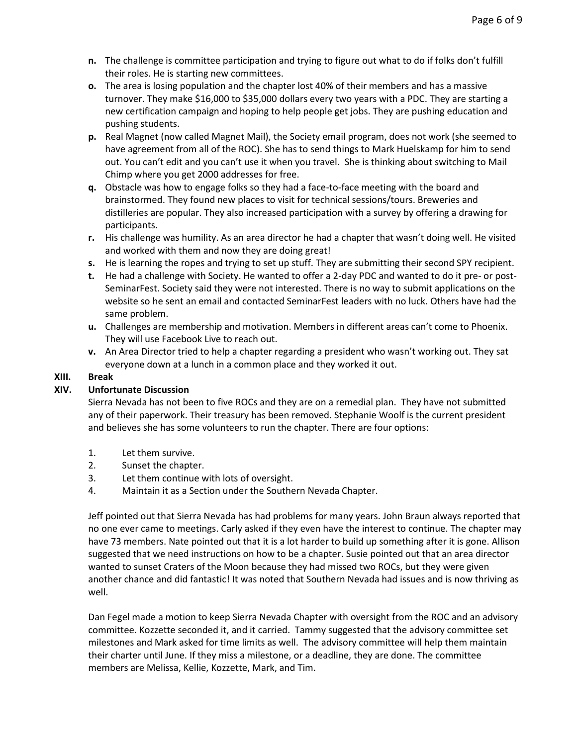- **n.** The challenge is committee participation and trying to figure out what to do if folks don't fulfill their roles. He is starting new committees.
- **o.** The area is losing population and the chapter lost 40% of their members and has a massive turnover. They make $16,000 to $35,000 dollars every two years with a PDC. They are starting a new certification campaign and hoping to help people get jobs. They are pushing education and pushing students.
- **p.** Real Magnet (now called Magnet Mail), the Society email program, does not work (she seemed to have agreement from all of the ROC). She has to send things to Mark Huelskamp for him to send out. You can't edit and you can't use it when you travel. She is thinking about switching to Mail Chimp where you get 2000 addresses for free.
- **q.** Obstacle was how to engage folks so they had a face-to-face meeting with the board and brainstormed. They found new places to visit for technical sessions/tours. Breweries and distilleries are popular. They also increased participation with a survey by offering a drawing for participants.
- **r.** His challenge was humility. As an area director he had a chapter that wasn't doing well. He visited and worked with them and now they are doing great!
- **s.** He is learning the ropes and trying to set up stuff. They are submitting their second SPY recipient.
- **t.** He had a challenge with Society. He wanted to offer a 2-day PDC and wanted to do it pre- or post-SeminarFest. Society said they were not interested. There is no way to submit applications on the website so he sent an email and contacted SeminarFest leaders with no luck. Others have had the same problem.
- **u.** Challenges are membership and motivation. Members in different areas can't come to Phoenix. They will use Facebook Live to reach out.
- **v.** An Area Director tried to help a chapter regarding a president who wasn't working out. They sat everyone down at a lunch in a common place and they worked it out.

**XIII. Break**

**XIV. Unfortunate Discussion**

Sierra Nevada has not been to five ROCs and they are on a remedial plan. They have not submitted any of their paperwork. Their treasury has been removed. Stephanie Woolf is the current president and believes she has some volunteers to run the chapter. There are four options:

1. Let them survive.
2. Sunset the chapter.
3. Let them continue with lots of oversight.
4. Maintain it as a Section under the Southern Nevada Chapter.

Jeff pointed out that Sierra Nevada has had problems for many years. John Braun always reported that no one ever came to meetings. Carly asked if they even have the interest to continue. The chapter may have 73 members. Nate pointed out that it is a lot harder to build up something after it is gone. Allison suggested that we need instructions on how to be a chapter. Susie pointed out that an area director wanted to sunset Craters of the Moon because they had missed two ROCs, but they were given another chance and did fantastic! It was noted that Southern Nevada had issues and is now thriving as well.

Dan Fegel made a motion to keep Sierra Nevada Chapter with oversight from the ROC and an advisory committee. Kozzette seconded it, and it carried. Tammy suggested that the advisory committee set milestones and Mark asked for time limits as well. The advisory committee will help them maintain their charter until June. If they miss a milestone, or a deadline, they are done. The committee members are Melissa, Kellie, Kozzette, Mark, and Tim.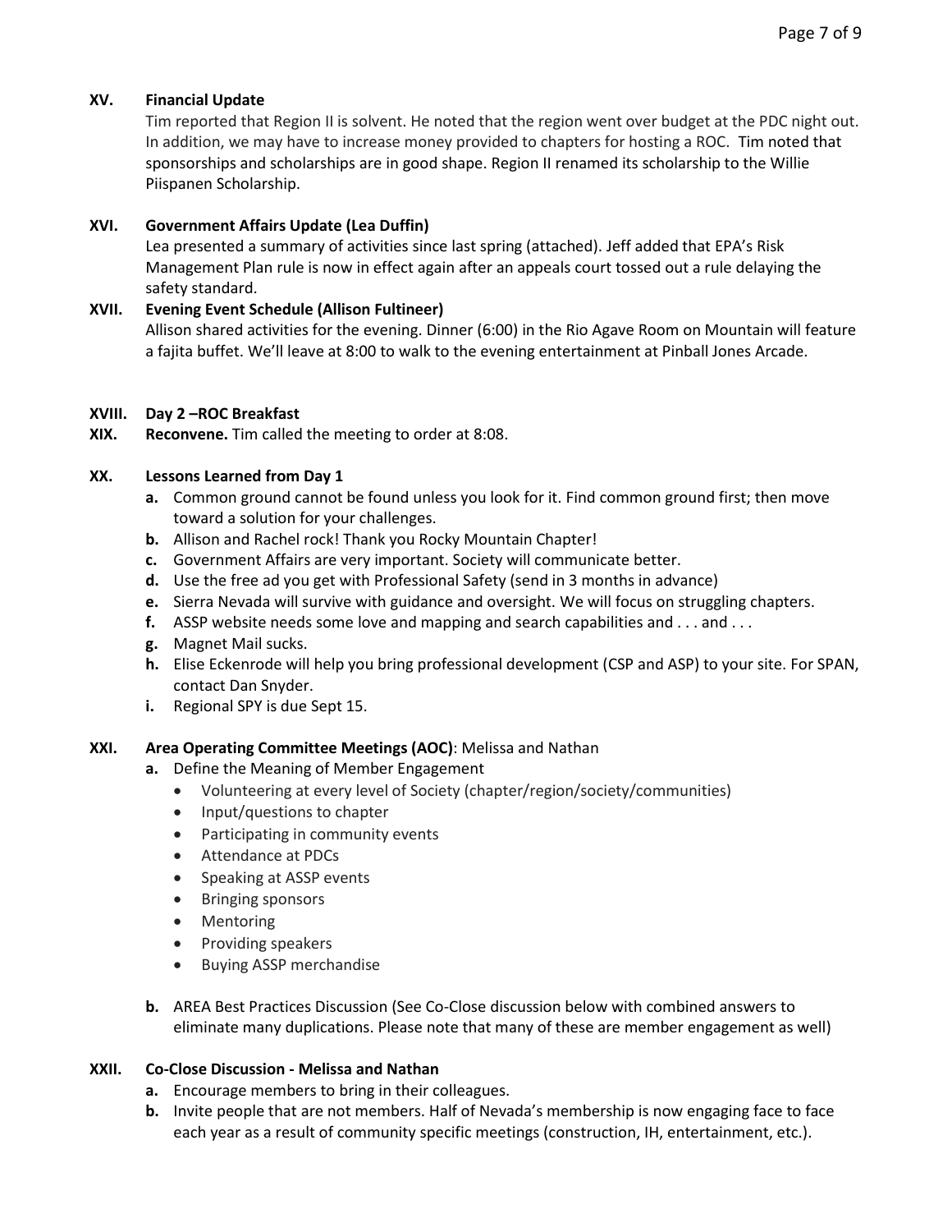**XV. Financial Update**

Tim reported that Region II is solvent. He noted that the region went over budget at the PDC night out. In addition, we may have to increase money provided to chapters for hosting a ROC. Tim noted that sponsorships and scholarships are in good shape. Region II renamed its scholarship to the Willie Piispanen Scholarship.

**XVI. Government Affairs Update (Lea Duffin)**

Lea presented a summary of activities since last spring (attached). Jeff added that EPA's Risk Management Plan rule is now in effect again after an appeals court tossed out a rule delaying the safety standard.

**XVII. Evening Event Schedule (Allison Fultineer)**

Allison shared activities for the evening. Dinner (6:00) in the Rio Agave Room on Mountain will feature a fajita buffet. We'll leave at 8:00 to walk to the evening entertainment at Pinball Jones Arcade.

**XVIII. Day 2 –ROC Breakfast**

**XIX. Reconvene.** Tim called the meeting to order at 8:08.

**XX. Lessons Learned from Day 1**

- **a.** Common ground cannot be found unless you look for it. Find common ground first; then move toward a solution for your challenges.
- **b.** Allison and Rachel rock! Thank you Rocky Mountain Chapter!
- **c.** Government Affairs are very important. Society will communicate better.
- **d.** Use the free ad you get with Professional Safety (send in 3 months in advance)
- **e.** Sierra Nevada will survive with guidance and oversight. We will focus on struggling chapters.
- **f.** ASSP website needs some love and mapping and search capabilities and . . . and . . .
- **g.** Magnet Mail sucks.
- **h.** Elise Eckenrode will help you bring professional development (CSP and ASP) to your site. For SPAN, contact Dan Snyder.
- **i.** Regional SPY is due Sept 15.

**XXI. Area Operating Committee Meetings (AOC)**: Melissa and Nathan

- **a.** Define the Meaning of Member Engagement
  - Volunteering at every level of Society (chapter/region/society/communities)
  - Input/questions to chapter
  - Participating in community events
  - Attendance at PDCs
  - Speaking at ASSP events
  - Bringing sponsors
  - Mentoring
  - Providing speakers
  - Buying ASSP merchandise
- **b.** AREA Best Practices Discussion (See Co-Close discussion below with combined answers to eliminate many duplications. Please note that many of these are member engagement as well)

**XXII. Co-Close Discussion - Melissa and Nathan**

- **a.** Encourage members to bring in their colleagues.
- **b.** Invite people that are not members. Half of Nevada's membership is now engaging face to face each year as a result of community specific meetings (construction, IH, entertainment, etc.).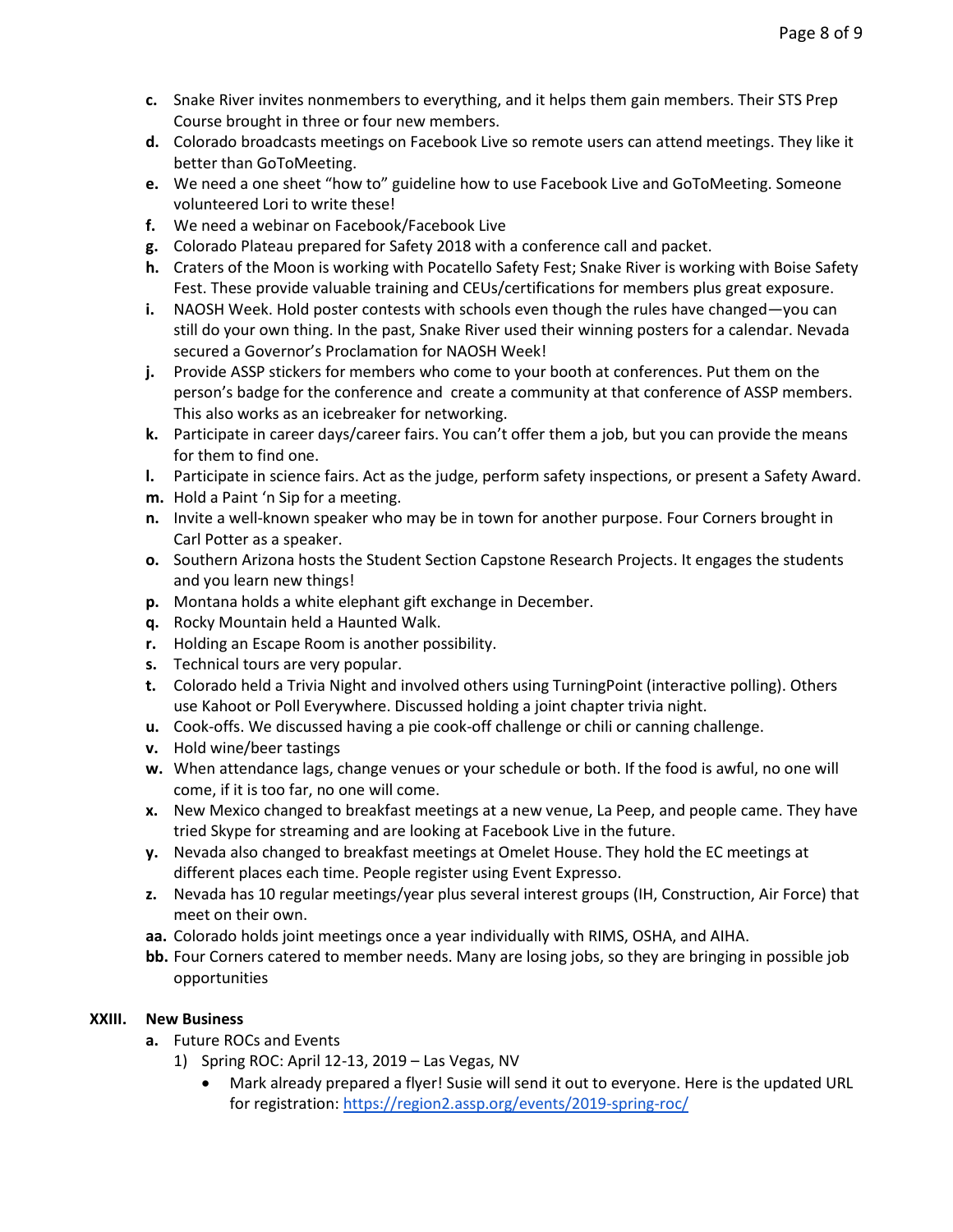c. Snake River invites nonmembers to everything, and it helps them gain members. Their STS Prep Course brought in three or four new members.

d. Colorado broadcasts meetings on Facebook Live so remote users can attend meetings. They like it better than GoToMeeting.

e. We need a one sheet "how to" guideline how to use Facebook Live and GoToMeeting. Someone volunteered Lori to write these!

f. We need a webinar on Facebook/Facebook Live

g. Colorado Plateau prepared for Safety 2018 with a conference call and packet.

h. Craters of the Moon is working with Pocatello Safety Fest; Snake River is working with Boise Safety Fest. These provide valuable training and CEUs/certifications for members plus great exposure.

i. NAOSH Week. Hold poster contests with schools even though the rules have changed—you can still do your own thing. In the past, Snake River used their winning posters for a calendar. Nevada secured a Governor's Proclamation for NAOSH Week!

j. Provide ASSP stickers for members who come to your booth at conferences. Put them on the person's badge for the conference and create a community at that conference of ASSP members. This also works as an icebreaker for networking.

k. Participate in career days/career fairs. You can't offer them a job, but you can provide the means for them to find one.

l. Participate in science fairs. Act as the judge, perform safety inspections, or present a Safety Award.

m. Hold a Paint 'n Sip for a meeting.

n. Invite a well-known speaker who may be in town for another purpose. Four Corners brought in Carl Potter as a speaker.

o. Southern Arizona hosts the Student Section Capstone Research Projects. It engages the students and you learn new things!

p. Montana holds a white elephant gift exchange in December.

q. Rocky Mountain held a Haunted Walk.

r. Holding an Escape Room is another possibility.

s. Technical tours are very popular.

t. Colorado held a Trivia Night and involved others using TurningPoint (interactive polling). Others use Kahoot or Poll Everywhere. Discussed holding a joint chapter trivia night.

u. Cook-offs. We discussed having a pie cook-off challenge or chili or canning challenge.

v. Hold wine/beer tastings

w. When attendance lags, change venues or your schedule or both. If the food is awful, no one will come, if it is too far, no one will come.

x. New Mexico changed to breakfast meetings at a new venue, La Peep, and people came. They have tried Skype for streaming and are looking at Facebook Live in the future.

y. Nevada also changed to breakfast meetings at Omelet House. They hold the EC meetings at different places each time. People register using Event Expresso.

z. Nevada has 10 regular meetings/year plus several interest groups (IH, Construction, Air Force) that meet on their own.

aa. Colorado holds joint meetings once a year individually with RIMS, OSHA, and AIHA.

bb. Four Corners catered to member needs. Many are losing jobs, so they are bringing in possible job opportunities

## XXIII. New Business

a. Future ROCs and Events

1) Spring ROC: April 12-13, 2019 – Las Vegas, NV

- Mark already prepared a flyer! Susie will send it out to everyone. Here is the updated URL for registration: https://region2.assp.org/events/2019-spring-roc/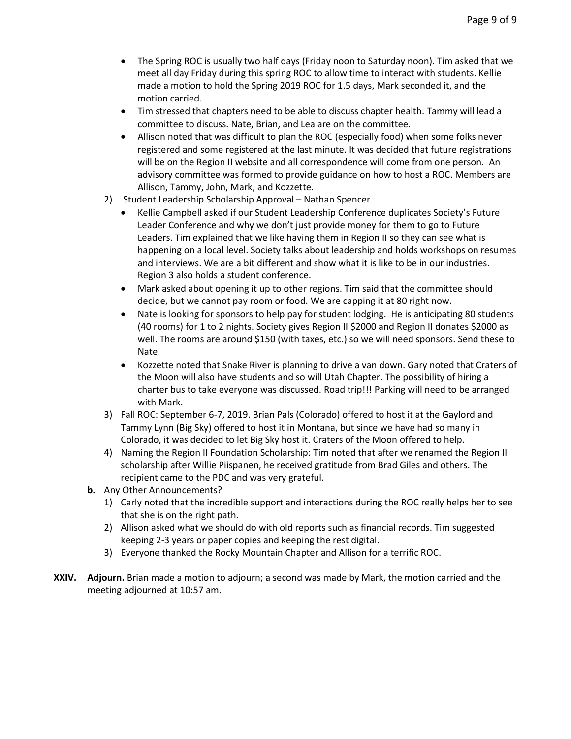- The Spring ROC is usually two half days (Friday noon to Saturday noon). Tim asked that we meet all day Friday during this spring ROC to allow time to interact with students. Kellie made a motion to hold the Spring 2019 ROC for 1.5 days, Mark seconded it, and the motion carried.
- Tim stressed that chapters need to be able to discuss chapter health. Tammy will lead a committee to discuss. Nate, Brian, and Lea are on the committee.
- Allison noted that was difficult to plan the ROC (especially food) when some folks never registered and some registered at the last minute. It was decided that future registrations will be on the Region II website and all correspondence will come from one person. An advisory committee was formed to provide guidance on how to host a ROC. Members are Allison, Tammy, John, Mark, and Kozzette.

2) Student Leadership Scholarship Approval – Nathan Spencer
   - Kellie Campbell asked if our Student Leadership Conference duplicates Society's Future Leader Conference and why we don't just provide money for them to go to Future Leaders. Tim explained that we like having them in Region II so they can see what is happening on a local level. Society talks about leadership and holds workshops on resumes and interviews. We are a bit different and show what it is like to be in our industries. Region 3 also holds a student conference.
   - Mark asked about opening it up to other regions. Tim said that the committee should decide, but we cannot pay room or food. We are capping it at 80 right now.
   - Nate is looking for sponsors to help pay for student lodging. He is anticipating 80 students (40 rooms) for 1 to 2 nights. Society gives Region II $2000 and Region II donates $2000 as well. The rooms are around $150 (with taxes, etc.) so we will need sponsors. Send these to Nate.
   - Kozzette noted that Snake River is planning to drive a van down. Gary noted that Craters of the Moon will also have students and so will Utah Chapter. The possibility of hiring a charter bus to take everyone was discussed. Road trip!!! Parking will need to be arranged with Mark.

3) Fall ROC: September 6-7, 2019. Brian Pals (Colorado) offered to host it at the Gaylord and Tammy Lynn (Big Sky) offered to host it in Montana, but since we have had so many in Colorado, it was decided to let Big Sky host it. Craters of the Moon offered to help.

4) Naming the Region II Foundation Scholarship: Tim noted that after we renamed the Region II scholarship after Willie Piispanen, he received gratitude from Brad Giles and others. The recipient came to the PDC and was very grateful.

**b.** Any Other Announcements?

1) Carly noted that the incredible support and interactions during the ROC really helps her to see that she is on the right path.
2) Allison asked what we should do with old reports such as financial records. Tim suggested keeping 2-3 years or paper copies and keeping the rest digital.
3) Everyone thanked the Rocky Mountain Chapter and Allison for a terrific ROC.

**XXIV. Adjourn.** Brian made a motion to adjourn; a second was made by Mark, the motion carried and the meeting adjourned at 10:57 am.